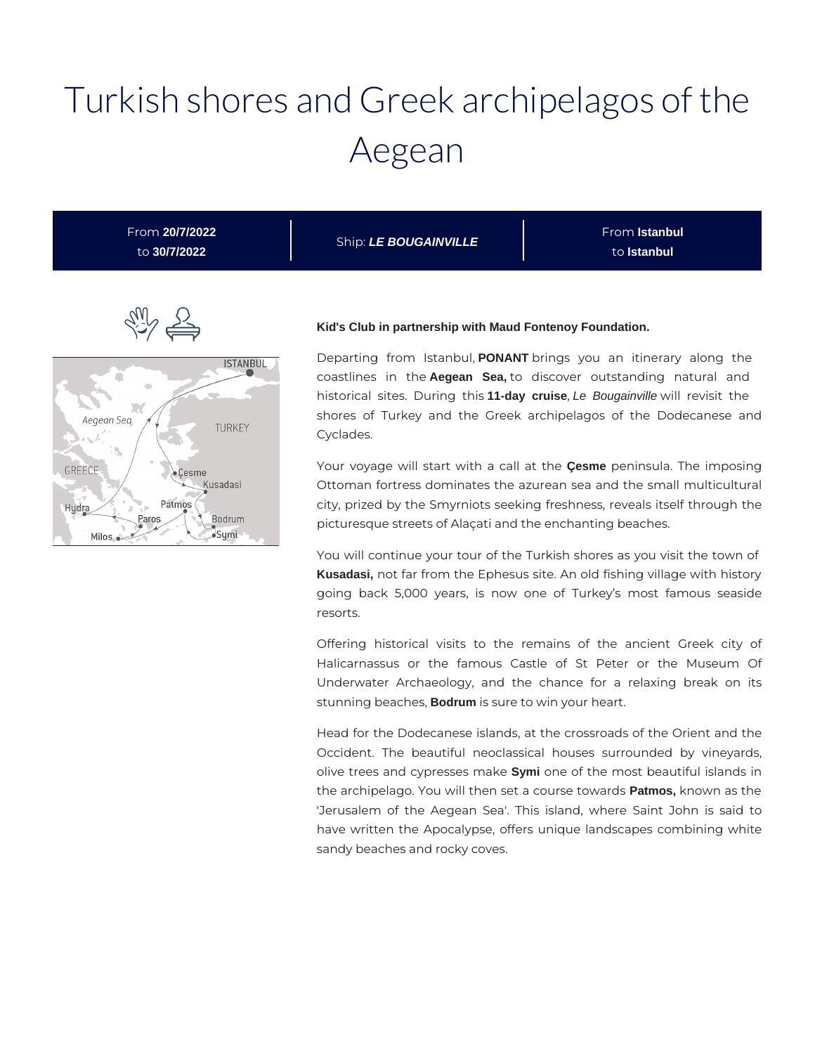# Turkish shores and Greek archipelagos of the Aegean

From **20/7/2022** to **30/7/2022**

Ship: ***LE BOUGAINVILLE***

From **Istanbul** to **Istanbul**

**Kid's Club in partnership with Maud Fontenoy Foundation.**

Departing from Istanbul, **PONANT** brings you an itinerary along the coastlines in the **Aegean Sea,** to discover outstanding natural and historical sites. During this **11-day cruise**, *Le Bougainville* will revisit the shores of Turkey and the Greek archipelagos of the Dodecanese and Cyclades.

Your voyage will start with a call at the **Çesme** peninsula. The imposing Ottoman fortress dominates the azurean sea and the small multicultural city, prized by the Smyrniots seeking freshness, reveals itself through the picturesque streets of Alaçati and the enchanting beaches.

You will continue your tour of the Turkish shores as you visit the town of **Kusadasi,** not far from the Ephesus site. An old fishing village with history going back 5,000 years, is now one of Turkey's most famous seaside resorts.

Offering historical visits to the remains of the ancient Greek city of Halicarnassus or the famous Castle of St Peter or the Museum Of Underwater Archaeology, and the chance for a relaxing break on its stunning beaches, **Bodrum** is sure to win your heart.

Head for the Dodecanese islands, at the crossroads of the Orient and the Occident. The beautiful neoclassical houses surrounded by vineyards, olive trees and cypresses make **Symi** one of the most beautiful islands in the archipelago. You will then set a course towards **Patmos,** known as the 'Jerusalem of the Aegean Sea'. This island, where Saint John is said to have written the Apocalypse, offers unique landscapes combining white sandy beaches and rocky coves.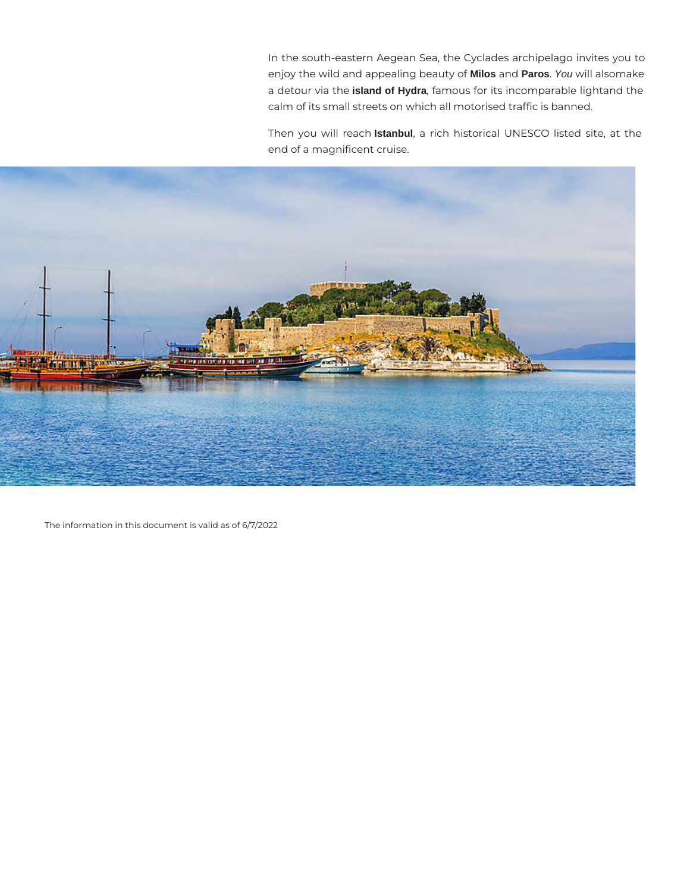In the south-eastern Aegean Sea, the Cyclades archipelago invites you to enjoy the wild and appealing beauty of **Milos** and **Paros**. *You* will alsomake a detour via the **island of Hydra**, famous for its incomparable lightand the calm of its small streets on which all motorised traffic is banned.

Then you will reach **Istanbul**, a rich historical UNESCO listed site, at the end of a magnificent cruise.

The information in this document is valid as of 6/7/2022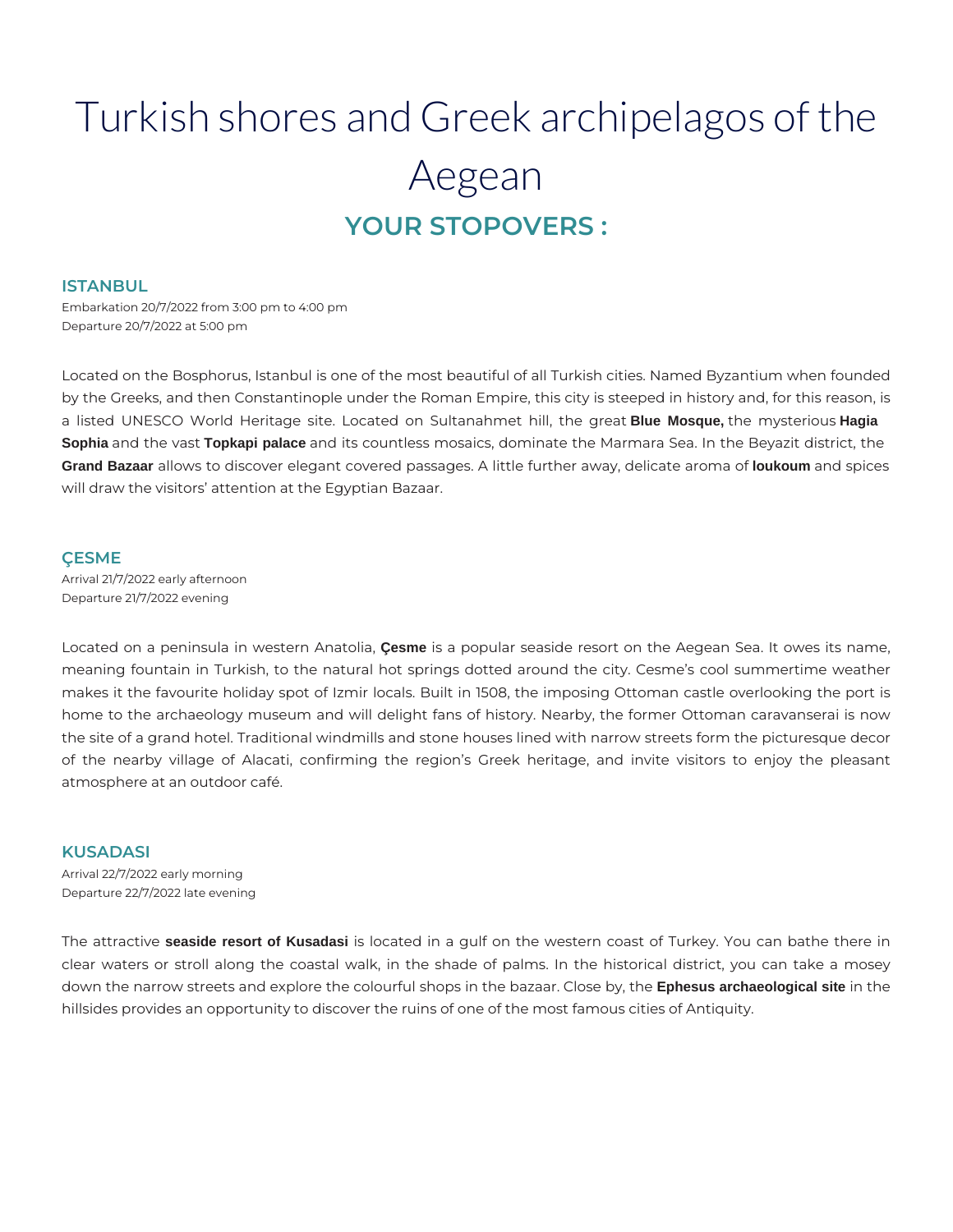# Turkish shores and Greek archipelagos of the Aegean

## YOUR STOPOVERS :

### ISTANBUL

Embarkation 20/7/2022 from 3:00 pm to 4:00 pm
Departure 20/7/2022 at 5:00 pm

Located on the Bosphorus, Istanbul is one of the most beautiful of all Turkish cities. Named Byzantium when founded by the Greeks, and then Constantinople under the Roman Empire, this city is steeped in history and, for this reason, is a listed UNESCO World Heritage site. Located on Sultanahmet hill, the great **Blue Mosque,** the mysterious **Hagia Sophia** and the vast **Topkapi palace** and its countless mosaics, dominate the Marmara Sea. In the Beyazit district, the **Grand Bazaar** allows to discover elegant covered passages. A little further away, delicate aroma of **loukoum** and spices will draw the visitors' attention at the Egyptian Bazaar.

### ÇESME

Arrival 21/7/2022 early afternoon
Departure 21/7/2022 evening

Located on a peninsula in western Anatolia, **Çesme** is a popular seaside resort on the Aegean Sea. It owes its name, meaning fountain in Turkish, to the natural hot springs dotted around the city. Cesme's cool summertime weather makes it the favourite holiday spot of Izmir locals. Built in 1508, the imposing Ottoman castle overlooking the port is home to the archaeology museum and will delight fans of history. Nearby, the former Ottoman caravanserai is now the site of a grand hotel. Traditional windmills and stone houses lined with narrow streets form the picturesque decor of the nearby village of Alacati, confirming the region's Greek heritage, and invite visitors to enjoy the pleasant atmosphere at an outdoor café.

### KUSADASI

Arrival 22/7/2022 early morning
Departure 22/7/2022 late evening

The attractive **seaside resort of Kusadasi** is located in a gulf on the western coast of Turkey. You can bathe there in clear waters or stroll along the coastal walk, in the shade of palms. In the historical district, you can take a mosey down the narrow streets and explore the colourful shops in the bazaar. Close by, the **Ephesus archaeological site** in the hillsides provides an opportunity to discover the ruins of one of the most famous cities of Antiquity.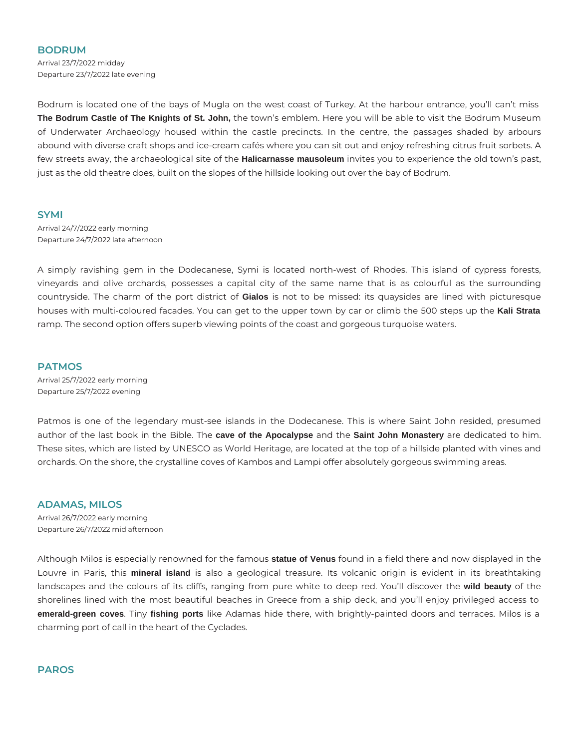## BODRUM

Arrival 23/7/2022 midday
Departure 23/7/2022 late evening

Bodrum is located one of the bays of Mugla on the west coast of Turkey. At the harbour entrance, you'll can't miss **The Bodrum Castle of The Knights of St. John,** the town's emblem. Here you will be able to visit the Bodrum Museum of Underwater Archaeology housed within the castle precincts. In the centre, the passages shaded by arbours abound with diverse craft shops and ice-cream cafés where you can sit out and enjoy refreshing citrus fruit sorbets. A few streets away, the archaeological site of the **Halicarnasse mausoleum** invites you to experience the old town's past, just as the old theatre does, built on the slopes of the hillside looking out over the bay of Bodrum.

## SYMI

Arrival 24/7/2022 early morning
Departure 24/7/2022 late afternoon

A simply ravishing gem in the Dodecanese, Symi is located north-west of Rhodes. This island of cypress forests, vineyards and olive orchards, possesses a capital city of the same name that is as colourful as the surrounding countryside. The charm of the port district of **Gialos** is not to be missed: its quaysides are lined with picturesque houses with multi-coloured facades. You can get to the upper town by car or climb the 500 steps up the **Kali Strata** ramp. The second option offers superb viewing points of the coast and gorgeous turquoise waters.

## PATMOS

Arrival 25/7/2022 early morning
Departure 25/7/2022 evening

Patmos is one of the legendary must-see islands in the Dodecanese. This is where Saint John resided, presumed author of the last book in the Bible. The **cave of the Apocalypse** and the **Saint John Monastery** are dedicated to him. These sites, which are listed by UNESCO as World Heritage, are located at the top of a hillside planted with vines and orchards. On the shore, the crystalline coves of Kambos and Lampi offer absolutely gorgeous swimming areas.

## ADAMAS, MILOS

Arrival 26/7/2022 early morning
Departure 26/7/2022 mid afternoon

Although Milos is especially renowned for the famous **statue of Venus** found in a field there and now displayed in the Louvre in Paris, this **mineral island** is also a geological treasure. Its volcanic origin is evident in its breathtaking landscapes and the colours of its cliffs, ranging from pure white to deep red. You'll discover the **wild beauty** of the shorelines lined with the most beautiful beaches in Greece from a ship deck, and you'll enjoy privileged access to **emerald-green coves**. Tiny **fishing ports** like Adamas hide there, with brightly-painted doors and terraces. Milos is a charming port of call in the heart of the Cyclades.

## PAROS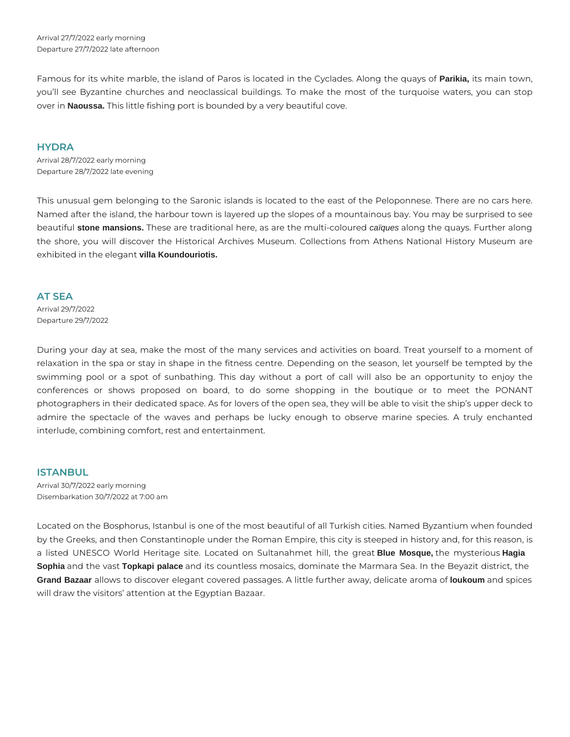Arrival 27/7/2022 early morning
Departure 27/7/2022 late afternoon

Famous for its white marble, the island of Paros is located in the Cyclades. Along the quays of **Parikia,** its main town, you'll see Byzantine churches and neoclassical buildings. To make the most of the turquoise waters, you can stop over in **Naoussa.** This little fishing port is bounded by a very beautiful cove.

## HYDRA

Arrival 28/7/2022 early morning
Departure 28/7/2022 late evening

This unusual gem belonging to the Saronic islands is located to the east of the Peloponnese. There are no cars here. Named after the island, the harbour town is layered up the slopes of a mountainous bay. You may be surprised to see beautiful **stone mansions.** These are traditional here, as are the multi-coloured *caïques* along the quays. Further along the shore, you will discover the Historical Archives Museum. Collections from Athens National History Museum are exhibited in the elegant **villa Koundouriotis.**

## AT SEA

Arrival 29/7/2022
Departure 29/7/2022

During your day at sea, make the most of the many services and activities on board. Treat yourself to a moment of relaxation in the spa or stay in shape in the fitness centre. Depending on the season, let yourself be tempted by the swimming pool or a spot of sunbathing. This day without a port of call will also be an opportunity to enjoy the conferences or shows proposed on board, to do some shopping in the boutique or to meet the PONANT photographers in their dedicated space. As for lovers of the open sea, they will be able to visit the ship's upper deck to admire the spectacle of the waves and perhaps be lucky enough to observe marine species. A truly enchanted interlude, combining comfort, rest and entertainment.

## ISTANBUL

Arrival 30/7/2022 early morning
Disembarkation 30/7/2022 at 7:00 am

Located on the Bosphorus, Istanbul is one of the most beautiful of all Turkish cities. Named Byzantium when founded by the Greeks, and then Constantinople under the Roman Empire, this city is steeped in history and, for this reason, is a listed UNESCO World Heritage site. Located on Sultanahmet hill, the great **Blue Mosque,** the mysterious **Hagia Sophia** and the vast **Topkapi palace** and its countless mosaics, dominate the Marmara Sea. In the Beyazit district, the **Grand Bazaar** allows to discover elegant covered passages. A little further away, delicate aroma of **loukoum** and spices will draw the visitors' attention at the Egyptian Bazaar.